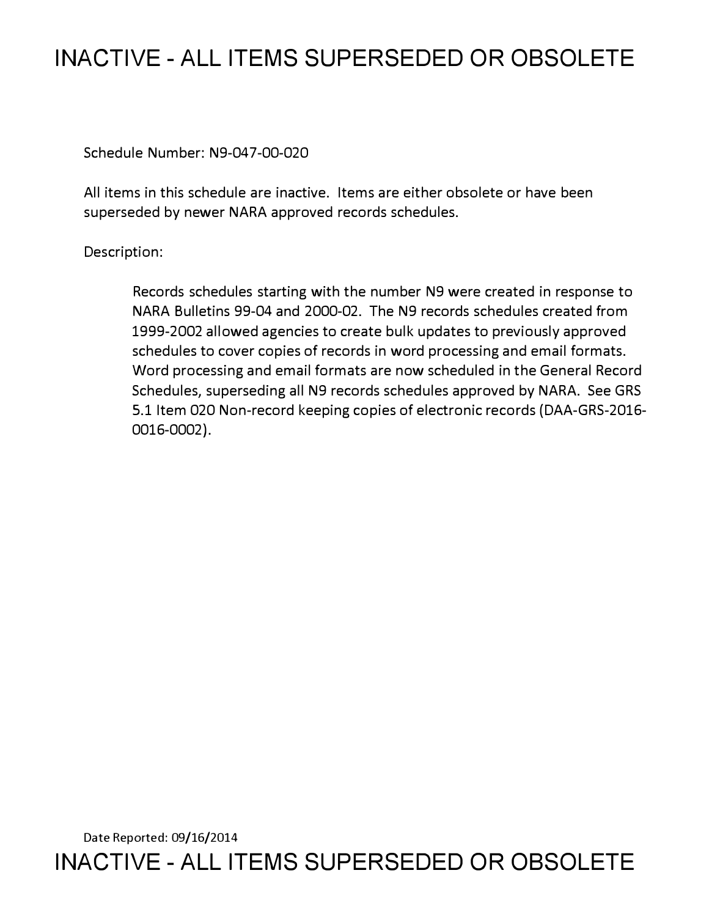# INACTIVE - ALL ITEMS SUPERSEDED OR OBSOLETE

Schedule Number: N9-047-00-020

All items in this schedule are inactive. Items are either obsolete or have been superseded by newer NARA approved records schedules.

Description:

> Records schedules starting with the number N9 were created in response to NARA Bulletins 99-04 and 2000-02. The N9 records schedules created from 1999-2002 allowed agencies to create bulk updates to previously approved schedules to cover copies of records in word processing and email formats. Word processing and email formats are now scheduled in the General Record Schedules, superseding all N9 records schedules approved by NARA. See GRS 5.1 Item 020 Non-record keeping copies of electronic records (DAA-GRS-2016-0016-0002).

Date Reported: 09/16/2014

# INACTIVE - ALL ITEMS SUPERSEDED OR OBSOLETE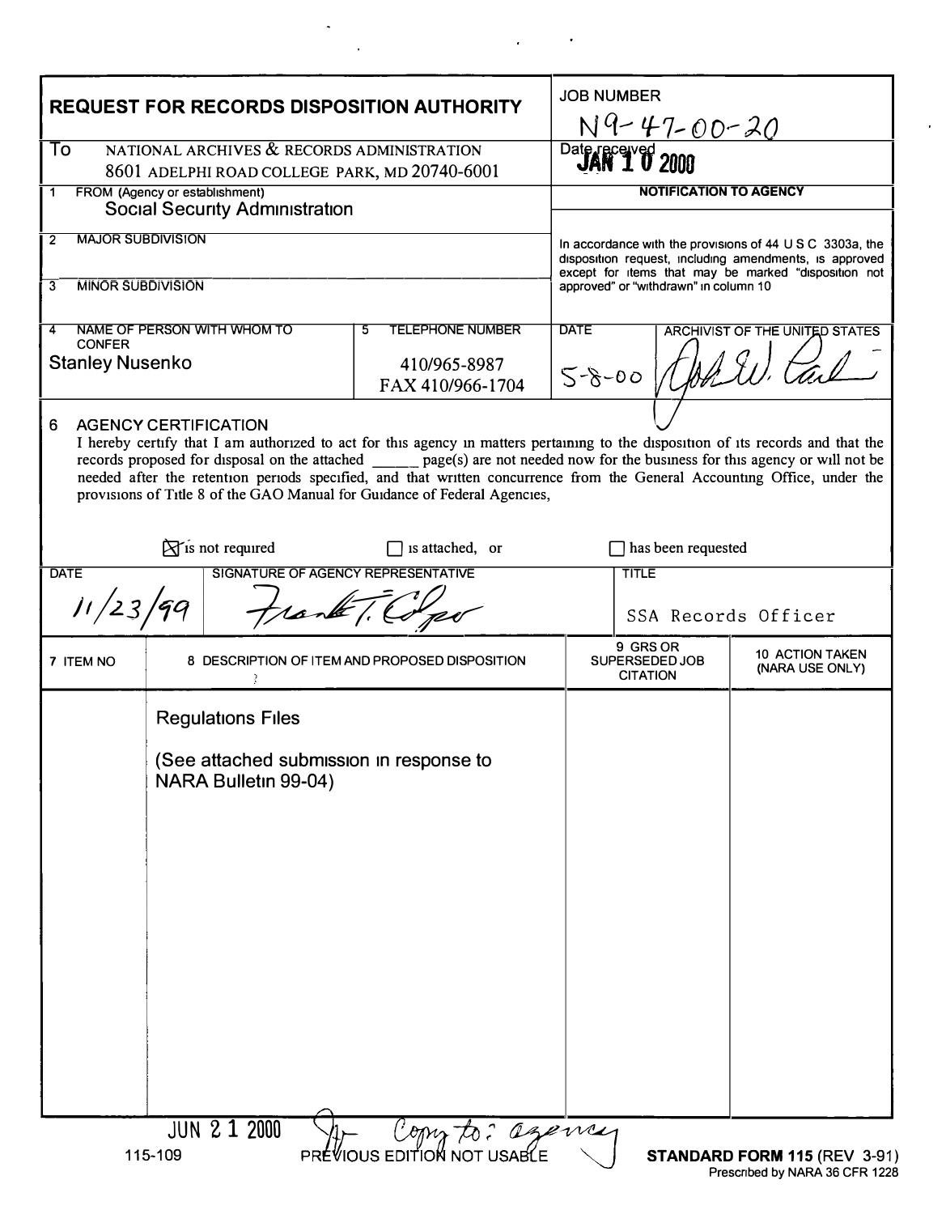# REQUEST FOR RECORDS DISPOSITION AUTHORITY

**JOB NUMBER** N9-47-00-20

**To** NATIONAL ARCHIVES & RECORDS ADMINISTRATION
8601 ADELPHI ROAD COLLEGE PARK, MD 20740-6001

**Date received** JAN 10 2000

**1 FROM (Agency or establishment)**
Social Security Administration

**2 MAJOR SUBDIVISION**

**3 MINOR SUBDIVISION**

**4 NAME OF PERSON WITH WHOM TO CONFER**
Stanley Nusenko

**5 TELEPHONE NUMBER**
410/965-8987
FAX 410/966-1704

**NOTIFICATION TO AGENCY**

In accordance with the provisions of 44 U S C 3303a, the disposition request, including amendments, is approved except for items that may be marked "disposition not approved" or "withdrawn" in column 10

**DATE** 5-8-00
**ARCHIVIST OF THE UNITED STATES** John W. Carlin

**6 AGENCY CERTIFICATION**

I hereby certify that I am authorized to act for this agency in matters pertaining to the disposition of its records and that the records proposed for disposal on the attached ______ page(s) are not needed now for the business for this agency or will not be needed after the retention periods specified, and that written concurrence from the General Accounting Office, under the provisions of Title 8 of the GAO Manual for Guidance of Federal Agencies,

☒ is not required ☐ is attached, or ☐ has been requested

| DATE | SIGNATURE OF AGENCY REPRESENTATIVE | TITLE |
|---|---|---|
| 11/23/99 | Frank T. Cooper | SSA Records Officer |

| 7 ITEM NO | 8 DESCRIPTION OF ITEM AND PROPOSED DISPOSITION | 9 GRS OR SUPERSEDED JOB CITATION | 10 ACTION TAKEN (NARA USE ONLY) |
|---|---|---|---|
| | Regulations Files<br><br>(See attached submission in response to NARA Bulletin 99-04) | | |

JUN 21 2000 Copy to: agency

115-109 PREVIOUS EDITION NOT USABLE **STANDARD FORM 115** (REV 3-91)
Prescribed by NARA 36 CFR 1228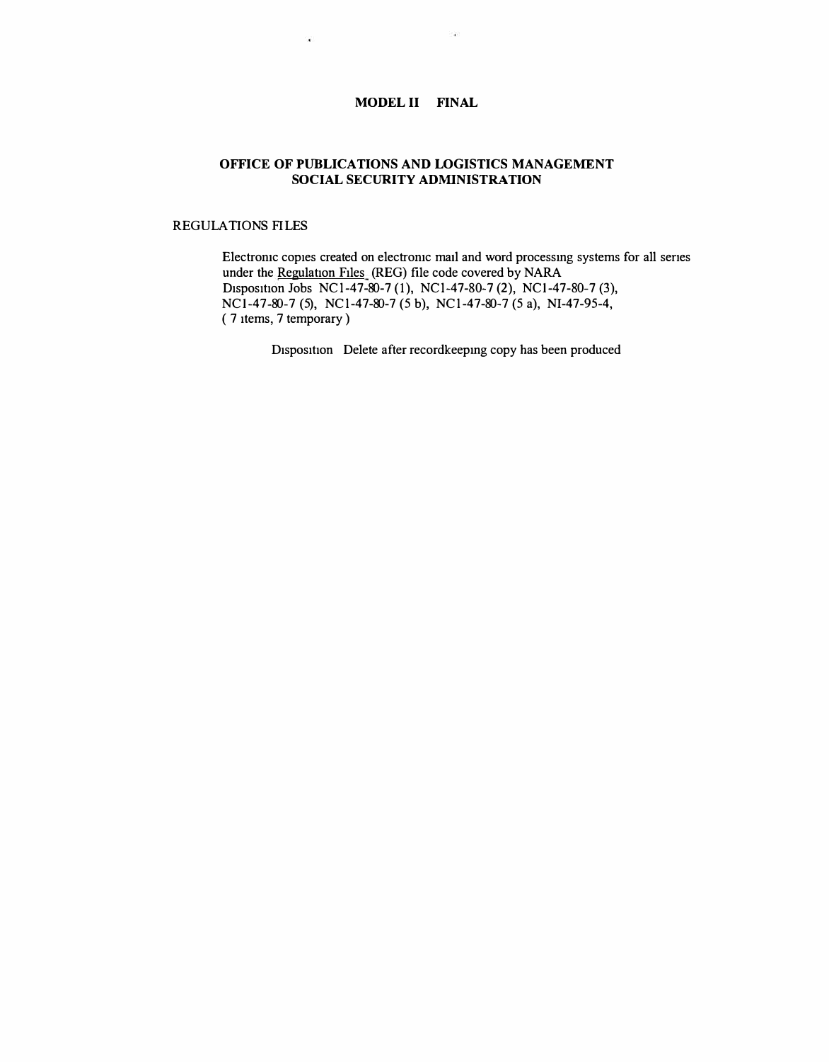**MODEL II FINAL**

**OFFICE OF PUBLICATIONS AND LOGISTICS MANAGEMENT**
**SOCIAL SECURITY ADMINISTRATION**

REGULATIONS FILES

Electronic copies created on electronic mail and word processing systems for all series under the Regulation Files (REG) file code covered by NARA Disposition Jobs NC1-47-80-7 (1), NC1-47-80-7 (2), NC1-47-80-7 (3), NC1-47-80-7 (5), NC1-47-80-7 (5 b), NC1-47-80-7 (5 a), NI-47-95-4, ( 7 items, 7 temporary )

Disposition Delete after recordkeeping copy has been produced